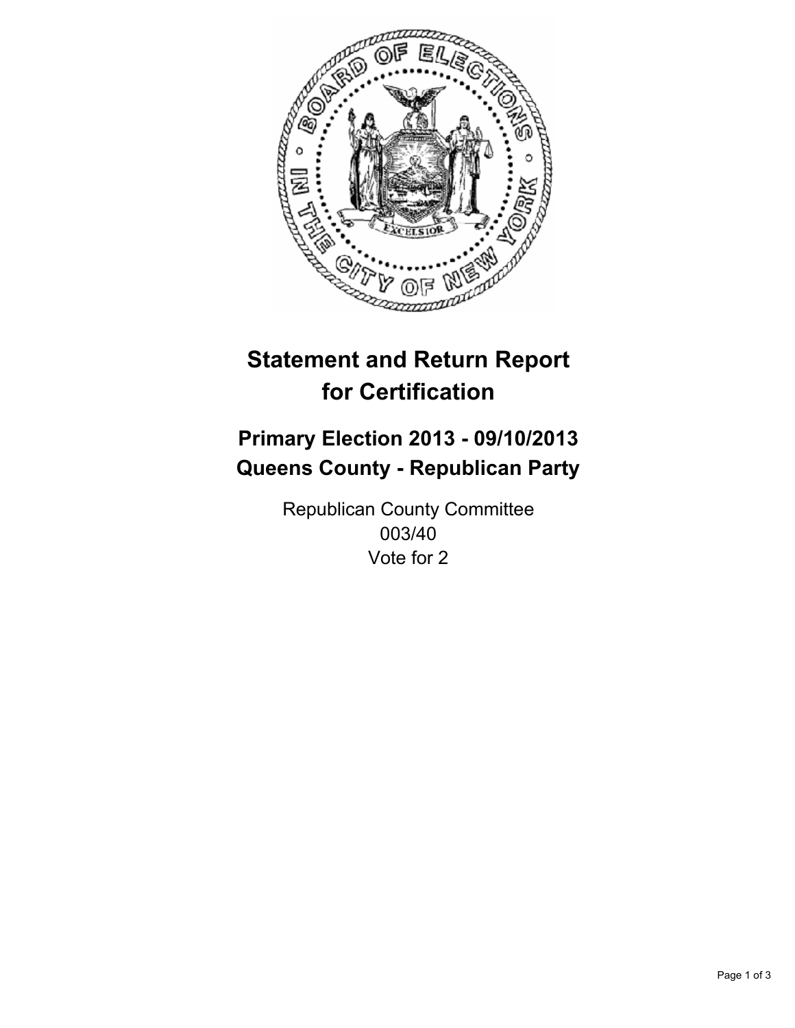# Statement and Return Report for Certification

## Primary Election 2013 - 09/10/2013
## Queens County - Republican Party

Republican County Committee
003/40
Vote for 2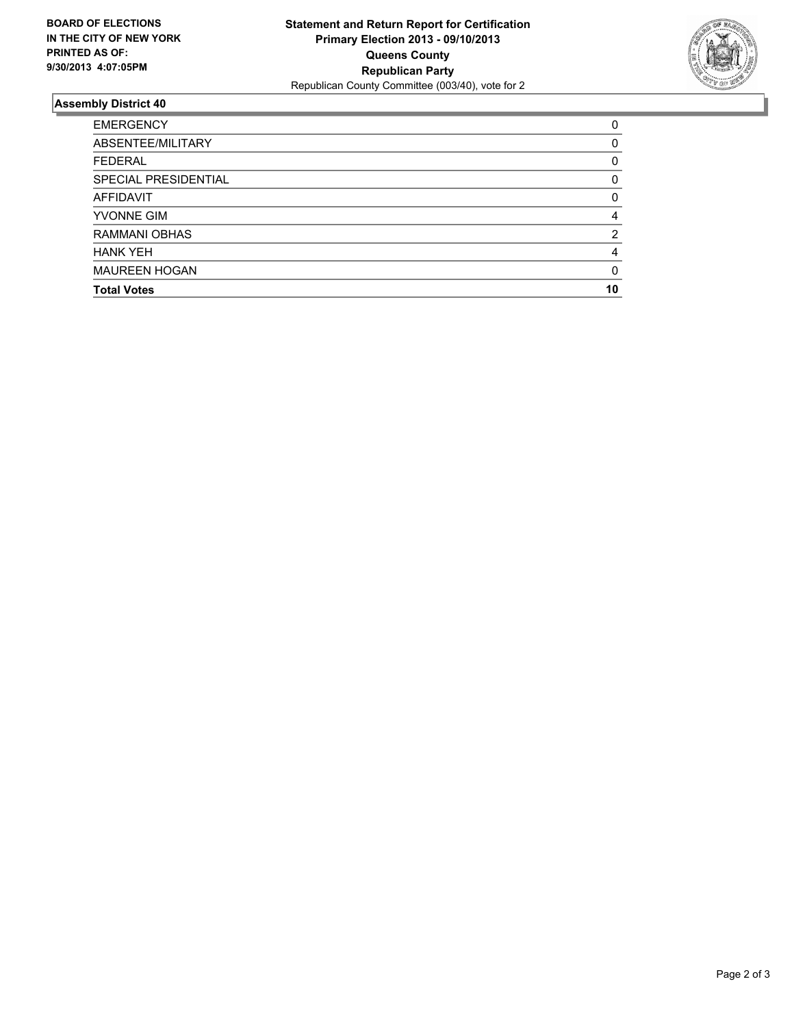**BOARD OF ELECTIONS IN THE CITY OF NEW YORK PRINTED AS OF: 9/30/2013 4:07:05PM**

**Statement and Return Report for Certification**
**Primary Election 2013 - 09/10/2013**
**Queens County**
**Republican Party**
Republican County Committee (003/40), vote for 2

## Assembly District 40

| | |
|---|---|
| EMERGENCY | 0 |
| ABSENTEE/MILITARY | 0 |
| FEDERAL | 0 |
| SPECIAL PRESIDENTIAL | 0 |
| AFFIDAVIT | 0 |
| YVONNE GIM | 4 |
| RAMMANI OBHAS | 2 |
| HANK YEH | 4 |
| MAUREEN HOGAN | 0 |
| **Total Votes** | **10** |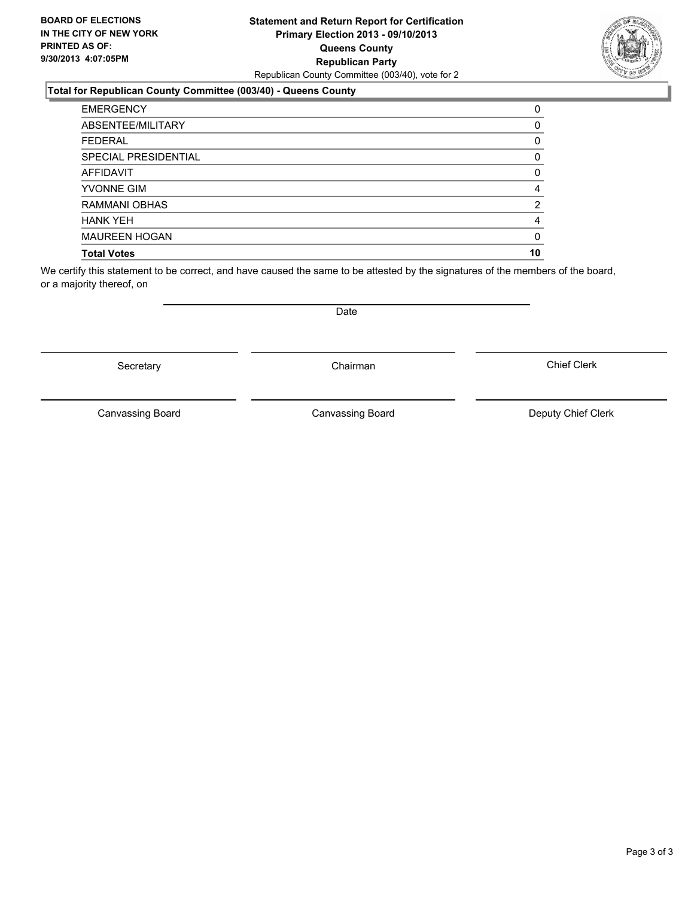**BOARD OF ELECTIONS IN THE CITY OF NEW YORK PRINTED AS OF: 9/30/2013 4:07:05PM**

**Statement and Return Report for Certification**
**Primary Election 2013 - 09/10/2013**
**Queens County**
**Republican Party**
Republican County Committee (003/40), vote for 2

**Total for Republican County Committee (003/40) - Queens County**

| | |
|---|---|
| EMERGENCY | 0 |
| ABSENTEE/MILITARY | 0 |
| FEDERAL | 0 |
| SPECIAL PRESIDENTIAL | 0 |
| AFFIDAVIT | 0 |
| YVONNE GIM | 4 |
| RAMMANI OBHAS | 2 |
| HANK YEH | 4 |
| MAUREEN HOGAN | 0 |
| **Total Votes** | **10** |

We certify this statement to be correct, and have caused the same to be attested by the signatures of the members of the board, or a majority thereof, on

Date

Secretary | Chairman | Chief Clerk

Canvassing Board | Canvassing Board | Deputy Chief Clerk